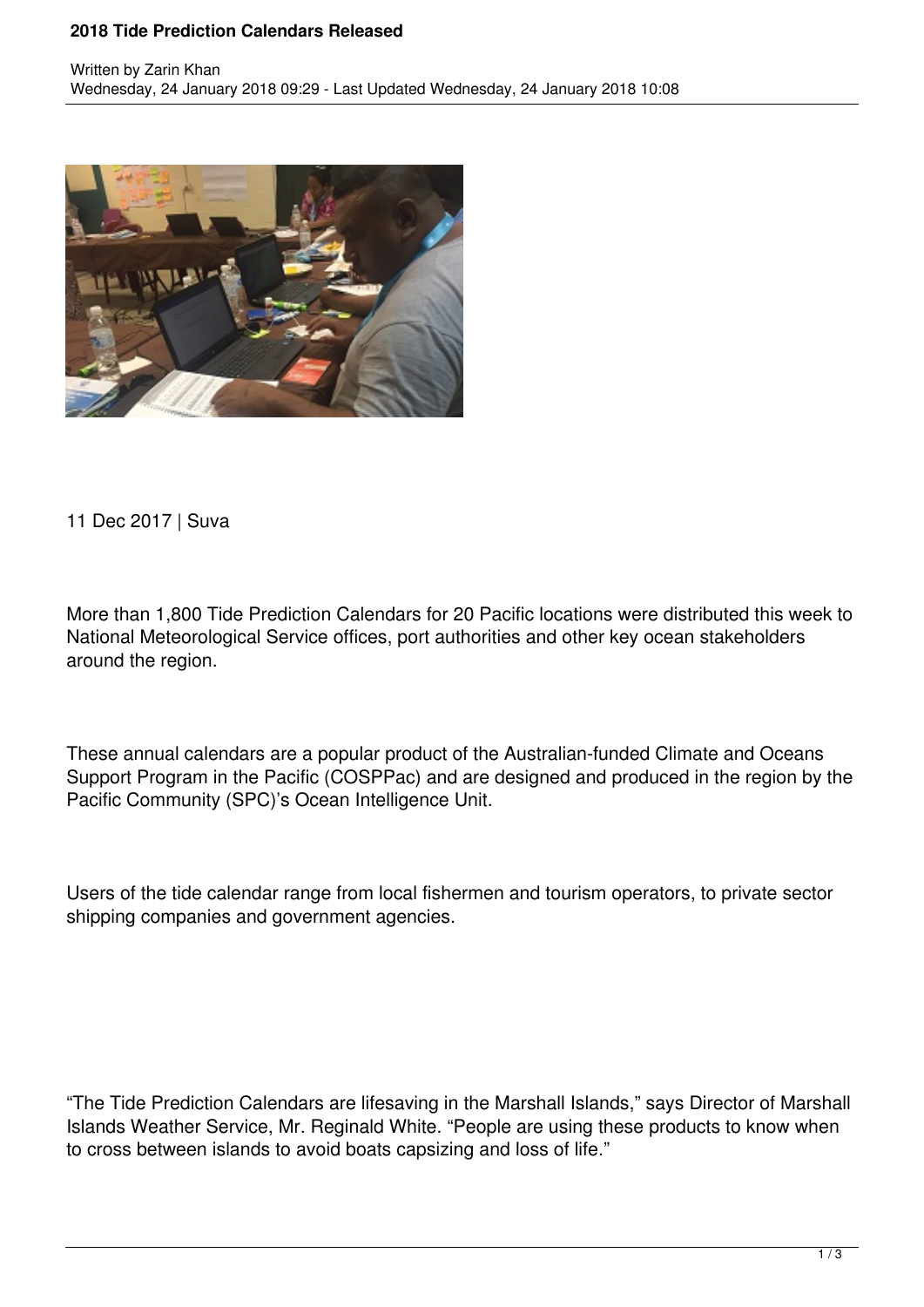# 2018 Tide Prediction Calendars Released

Written by Zarin Khan
Wednesday, 24 January 2018 09:29 - Last Updated Wednesday, 24 January 2018 10:08

11 Dec 2017 | Suva

More than 1,800 Tide Prediction Calendars for 20 Pacific locations were distributed this week to National Meteorological Service offices, port authorities and other key ocean stakeholders around the region.

These annual calendars are a popular product of the Australian-funded Climate and Oceans Support Program in the Pacific (COSPPac) and are designed and produced in the region by the Pacific Community (SPC)'s Ocean Intelligence Unit.

Users of the tide calendar range from local fishermen and tourism operators, to private sector shipping companies and government agencies.

"The Tide Prediction Calendars are lifesaving in the Marshall Islands," says Director of Marshall Islands Weather Service, Mr. Reginald White. "People are using these products to know when to cross between islands to avoid boats capsizing and loss of life."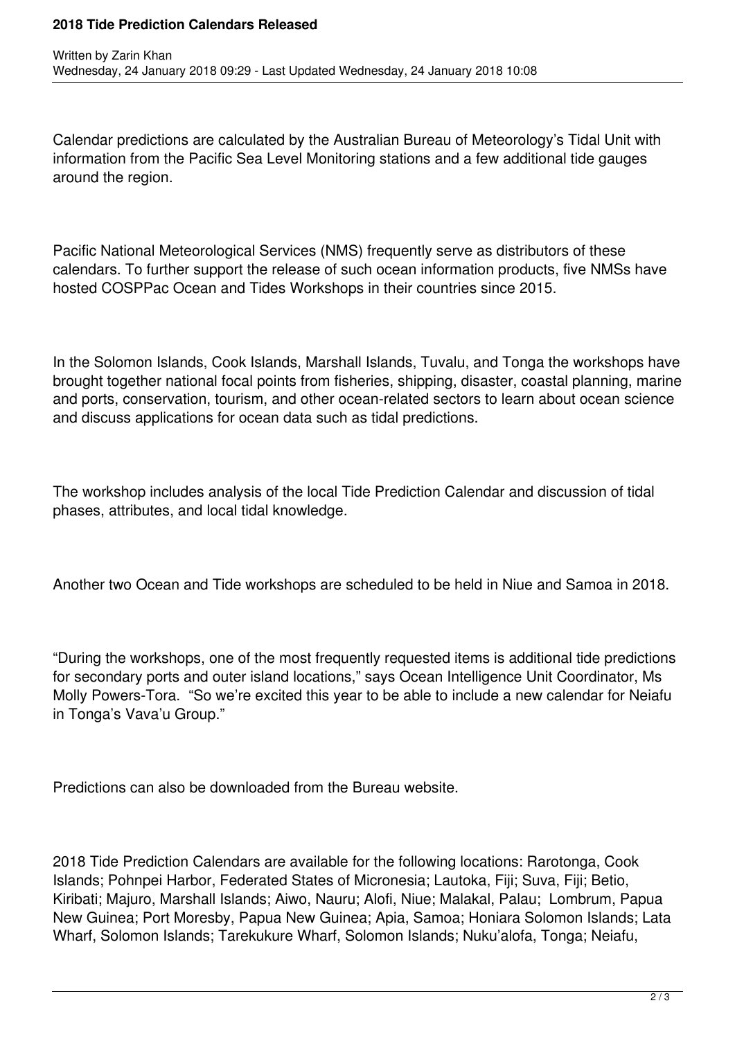Calendar predictions are calculated by the Australian Bureau of Meteorology's Tidal Unit with information from the Pacific Sea Level Monitoring stations and a few additional tide gauges around the region.

Pacific National Meteorological Services (NMS) frequently serve as distributors of these calendars. To further support the release of such ocean information products, five NMSs have hosted COSPPac Ocean and Tides Workshops in their countries since 2015.

In the Solomon Islands, Cook Islands, Marshall Islands, Tuvalu, and Tonga the workshops have brought together national focal points from fisheries, shipping, disaster, coastal planning, marine and ports, conservation, tourism, and other ocean-related sectors to learn about ocean science and discuss applications for ocean data such as tidal predictions.

The workshop includes analysis of the local Tide Prediction Calendar and discussion of tidal phases, attributes, and local tidal knowledge.

Another two Ocean and Tide workshops are scheduled to be held in Niue and Samoa in 2018.

"During the workshops, one of the most frequently requested items is additional tide predictions for secondary ports and outer island locations," says Ocean Intelligence Unit Coordinator, Ms Molly Powers-Tora. "So we're excited this year to be able to include a new calendar for Neiafu in Tonga's Vava'u Group."

Predictions can also be downloaded from the Bureau website.

2018 Tide Prediction Calendars are available for the following locations: Rarotonga, Cook Islands; Pohnpei Harbor, Federated States of Micronesia; Lautoka, Fiji; Suva, Fiji; Betio, Kiribati; Majuro, Marshall Islands; Aiwo, Nauru; Alofi, Niue; Malakal, Palau; Lombrum, Papua New Guinea; Port Moresby, Papua New Guinea; Apia, Samoa; Honiara Solomon Islands; Lata Wharf, Solomon Islands; Tarekukure Wharf, Solomon Islands; Nuku'alofa, Tonga; Neiafu,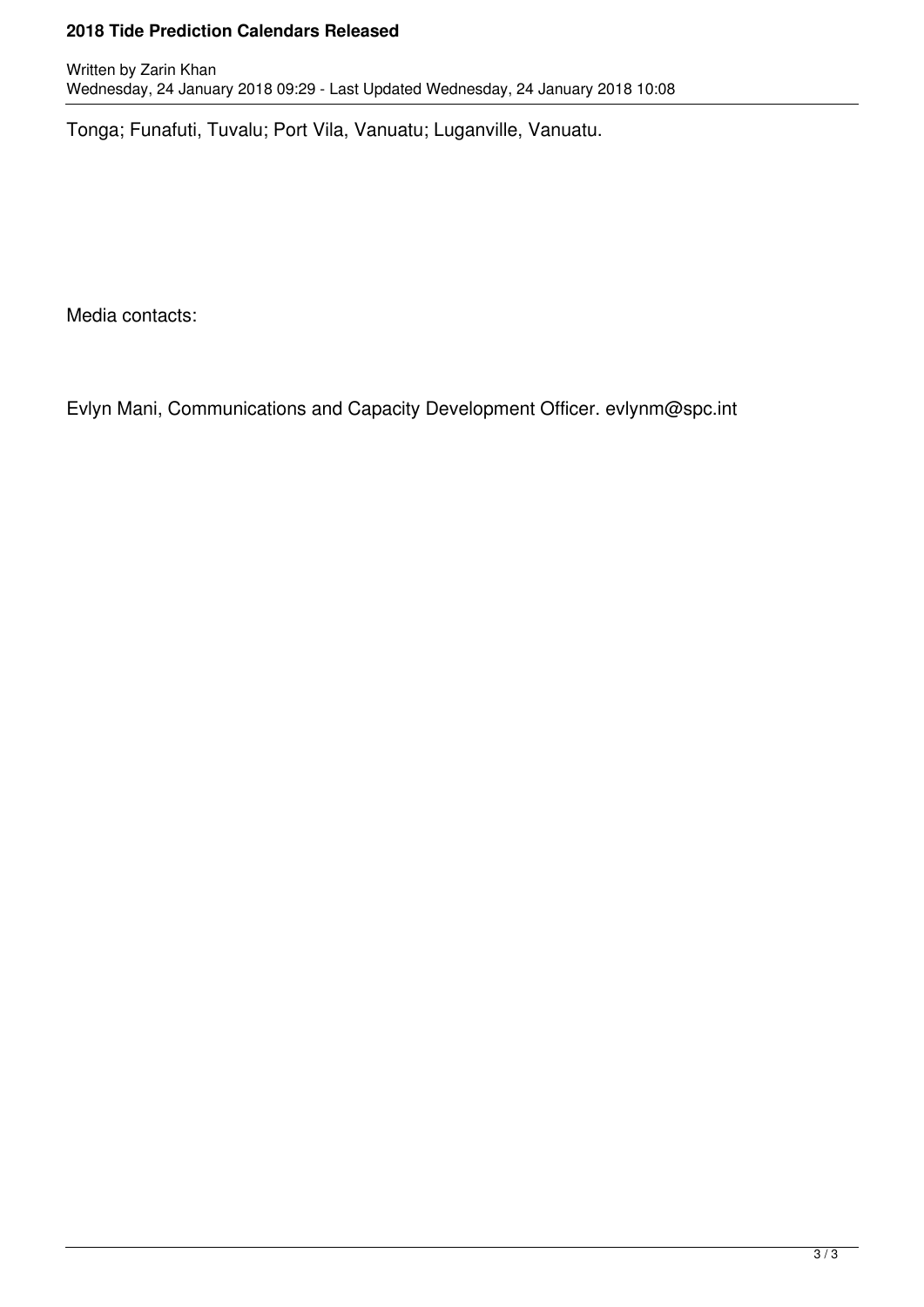Tonga; Funafuti, Tuvalu; Port Vila, Vanuatu; Luganville, Vanuatu.

Media contacts:

Evlyn Mani, Communications and Capacity Development Officer. evlynm@spc.int